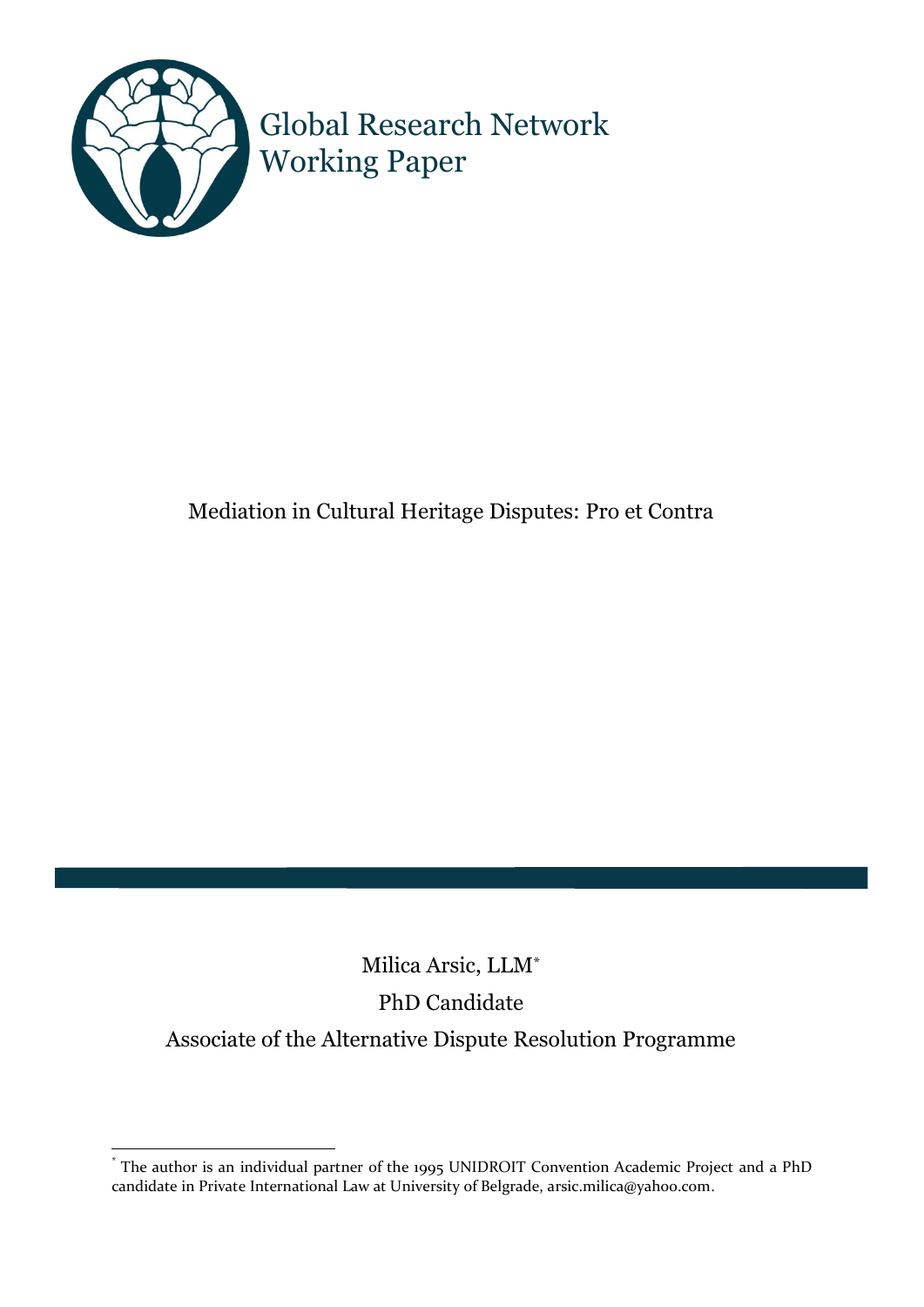Global Research Network
Working Paper

# Mediation in Cultural Heritage Disputes: Pro et Contra

Milica Arsic, LLM[*]

PhD Candidate

Associate of the Alternative Dispute Resolution Programme

---

[*] The author is an individual partner of the 1995 UNIDROIT Convention Academic Project and a PhD candidate in Private International Law at University of Belgrade, arsic.milica@yahoo.com.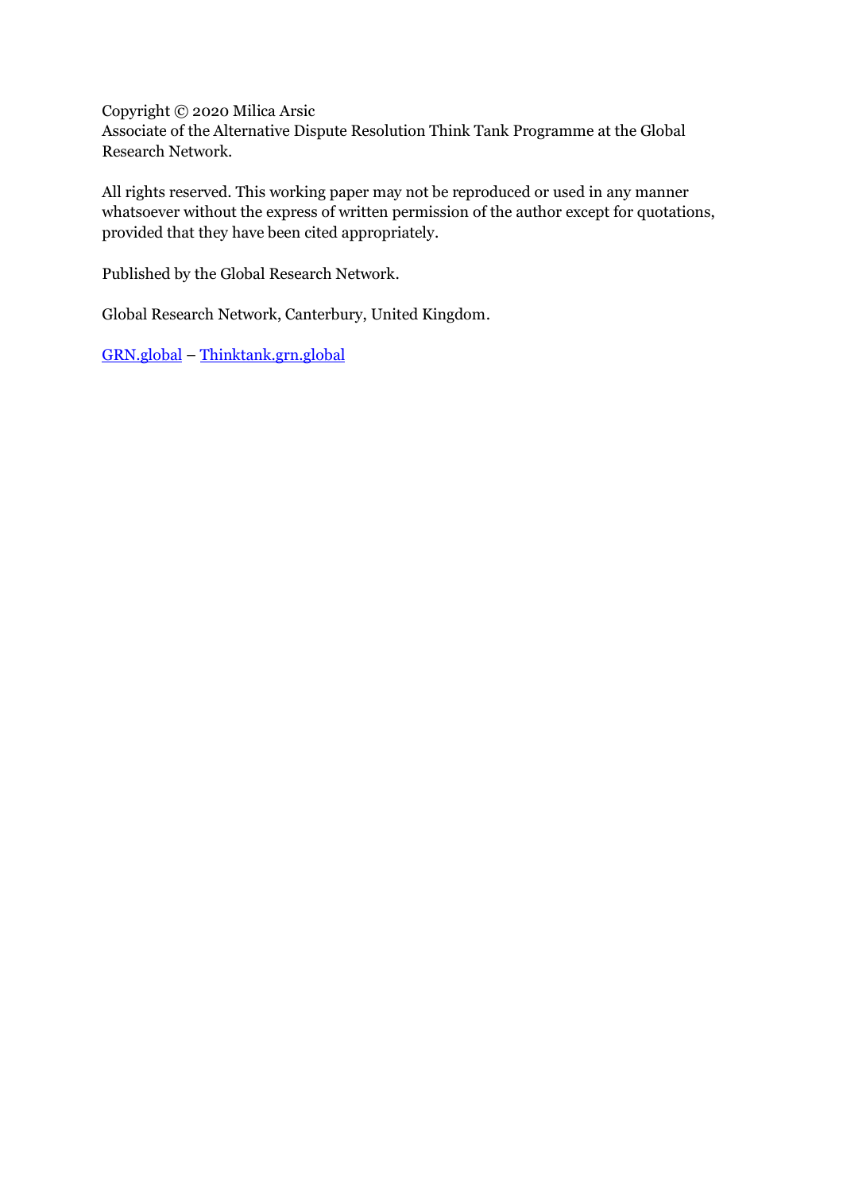Copyright © 2020 Milica Arsic
Associate of the Alternative Dispute Resolution Think Tank Programme at the Global Research Network.

All rights reserved. This working paper may not be reproduced or used in any manner whatsoever without the express of written permission of the author except for quotations, provided that they have been cited appropriately.

Published by the Global Research Network.

Global Research Network, Canterbury, United Kingdom.

[GRN.global](GRN.global) – [Thinktank.grn.global](Thinktank.grn.global)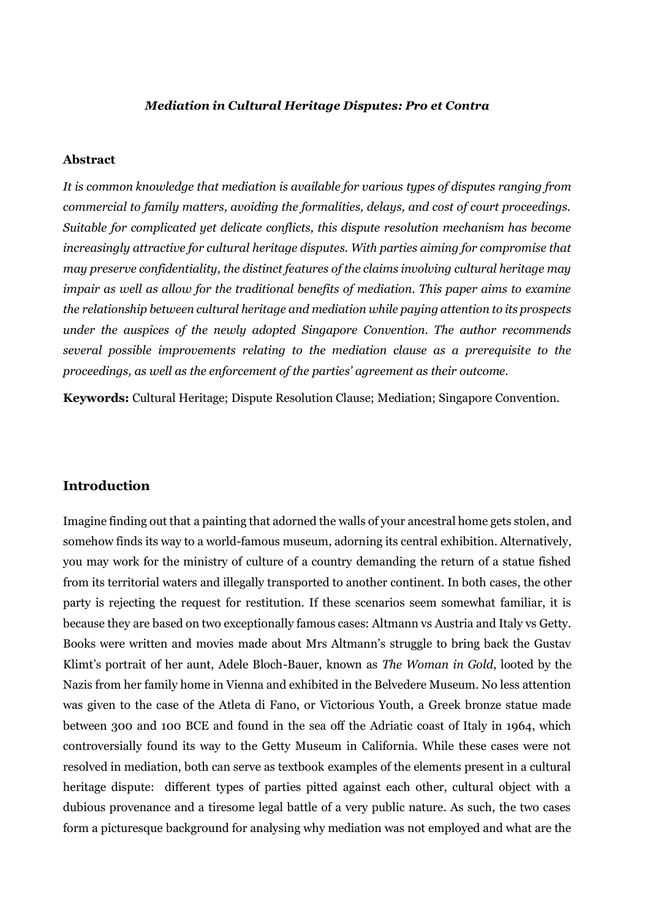### *Mediation in Cultural Heritage Disputes: Pro et Contra*

**Abstract**

*It is common knowledge that mediation is available for various types of disputes ranging from commercial to family matters, avoiding the formalities, delays, and cost of court proceedings. Suitable for complicated yet delicate conflicts, this dispute resolution mechanism has become increasingly attractive for cultural heritage disputes. With parties aiming for compromise that may preserve confidentiality, the distinct features of the claims involving cultural heritage may impair as well as allow for the traditional benefits of mediation. This paper aims to examine the relationship between cultural heritage and mediation while paying attention to its prospects under the auspices of the newly adopted Singapore Convention. The author recommends several possible improvements relating to the mediation clause as a prerequisite to the proceedings, as well as the enforcement of the parties' agreement as their outcome.*

**Keywords:** Cultural Heritage; Dispute Resolution Clause; Mediation; Singapore Convention.

## Introduction

Imagine finding out that a painting that adorned the walls of your ancestral home gets stolen, and somehow finds its way to a world-famous museum, adorning its central exhibition. Alternatively, you may work for the ministry of culture of a country demanding the return of a statue fished from its territorial waters and illegally transported to another continent. In both cases, the other party is rejecting the request for restitution. If these scenarios seem somewhat familiar, it is because they are based on two exceptionally famous cases: Altmann vs Austria and Italy vs Getty. Books were written and movies made about Mrs Altmann's struggle to bring back the Gustav Klimt's portrait of her aunt, Adele Bloch-Bauer, known as *The Woman in Gold*, looted by the Nazis from her family home in Vienna and exhibited in the Belvedere Museum. No less attention was given to the case of the Atleta di Fano, or Victorious Youth, a Greek bronze statue made between 300 and 100 BCE and found in the sea off the Adriatic coast of Italy in 1964, which controversially found its way to the Getty Museum in California. While these cases were not resolved in mediation, both can serve as textbook examples of the elements present in a cultural heritage dispute: different types of parties pitted against each other, cultural object with a dubious provenance and a tiresome legal battle of a very public nature. As such, the two cases form a picturesque background for analysing why mediation was not employed and what are the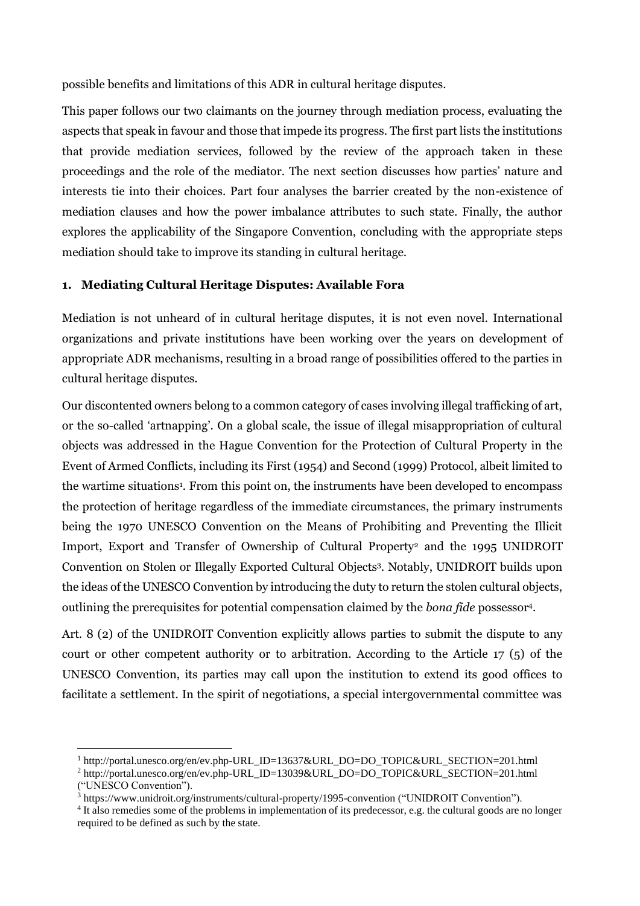possible benefits and limitations of this ADR in cultural heritage disputes.

This paper follows our two claimants on the journey through mediation process, evaluating the aspects that speak in favour and those that impede its progress. The first part lists the institutions that provide mediation services, followed by the review of the approach taken in these proceedings and the role of the mediator. The next section discusses how parties' nature and interests tie into their choices. Part four analyses the barrier created by the non-existence of mediation clauses and how the power imbalance attributes to such state. Finally, the author explores the applicability of the Singapore Convention, concluding with the appropriate steps mediation should take to improve its standing in cultural heritage.

## 1. Mediating Cultural Heritage Disputes: Available Fora

Mediation is not unheard of in cultural heritage disputes, it is not even novel. International organizations and private institutions have been working over the years on development of appropriate ADR mechanisms, resulting in a broad range of possibilities offered to the parties in cultural heritage disputes.

Our discontented owners belong to a common category of cases involving illegal trafficking of art, or the so-called 'artnapping'. On a global scale, the issue of illegal misappropriation of cultural objects was addressed in the Hague Convention for the Protection of Cultural Property in the Event of Armed Conflicts, including its First (1954) and Second (1999) Protocol, albeit limited to the wartime situations[1]. From this point on, the instruments have been developed to encompass the protection of heritage regardless of the immediate circumstances, the primary instruments being the 1970 UNESCO Convention on the Means of Prohibiting and Preventing the Illicit Import, Export and Transfer of Ownership of Cultural Property[2] and the 1995 UNIDROIT Convention on Stolen or Illegally Exported Cultural Objects[3]. Notably, UNIDROIT builds upon the ideas of the UNESCO Convention by introducing the duty to return the stolen cultural objects, outlining the prerequisites for potential compensation claimed by the *bona fide* possessor[4].

Art. 8 (2) of the UNIDROIT Convention explicitly allows parties to submit the dispute to any court or other competent authority or to arbitration. According to the Article 17 (5) of the UNESCO Convention, its parties may call upon the institution to extend its good offices to facilitate a settlement. In the spirit of negotiations, a special intergovernmental committee was

[1] http://portal.unesco.org/en/ev.php-URL_ID=13637&URL_DO=DO_TOPIC&URL_SECTION=201.html

[2] http://portal.unesco.org/en/ev.php-URL_ID=13039&URL_DO=DO_TOPIC&URL_SECTION=201.html ("UNESCO Convention").

[3] https://www.unidroit.org/instruments/cultural-property/1995-convention ("UNIDROIT Convention").

[4] It also remedies some of the problems in implementation of its predecessor, e.g. the cultural goods are no longer required to be defined as such by the state.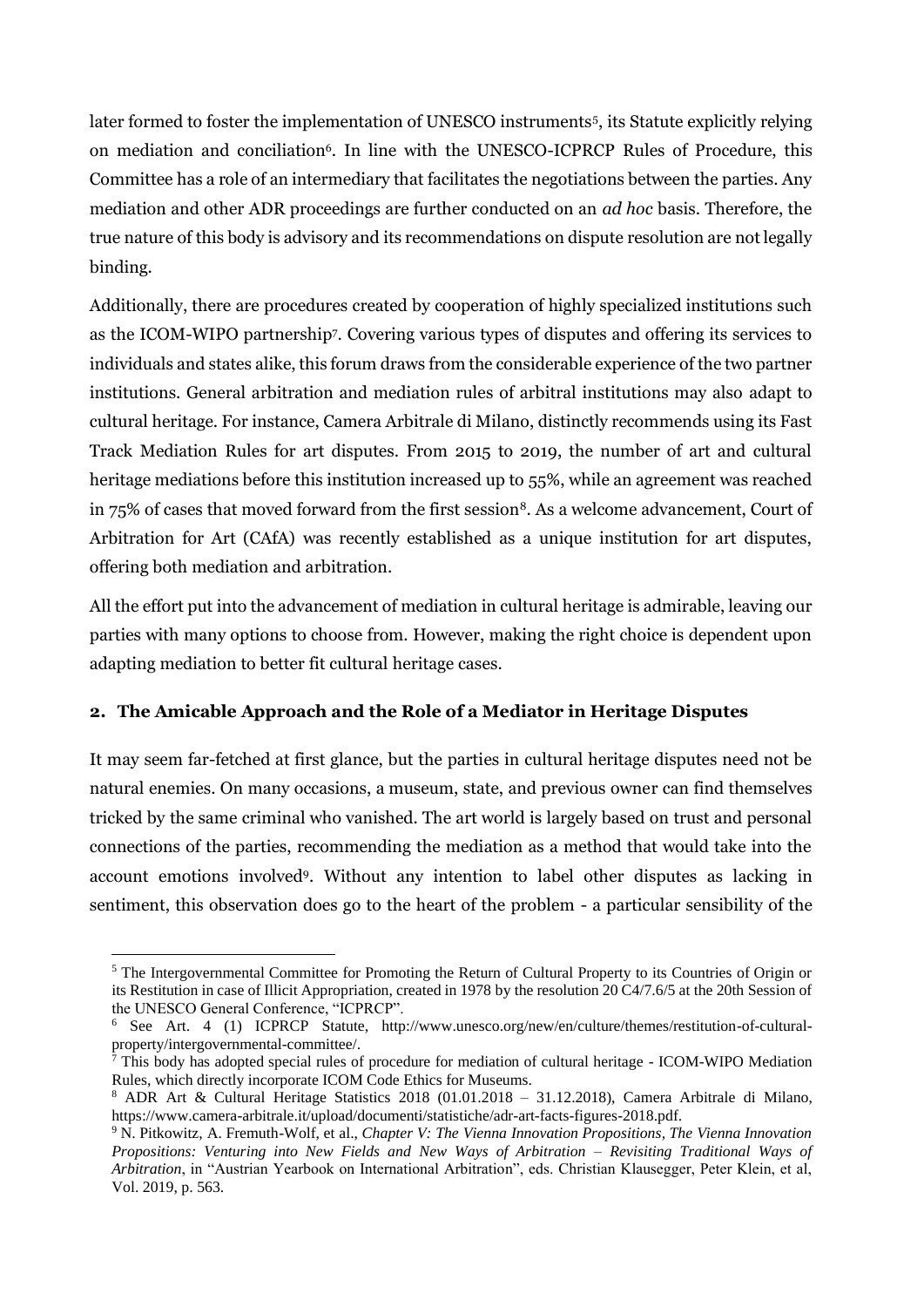later formed to foster the implementation of UNESCO instruments[5], its Statute explicitly relying on mediation and conciliation[6]. In line with the UNESCO-ICPRCP Rules of Procedure, this Committee has a role of an intermediary that facilitates the negotiations between the parties. Any mediation and other ADR proceedings are further conducted on an *ad hoc* basis. Therefore, the true nature of this body is advisory and its recommendations on dispute resolution are not legally binding.

Additionally, there are procedures created by cooperation of highly specialized institutions such as the ICOM-WIPO partnership[7]. Covering various types of disputes and offering its services to individuals and states alike, this forum draws from the considerable experience of the two partner institutions. General arbitration and mediation rules of arbitral institutions may also adapt to cultural heritage. For instance, Camera Arbitrale di Milano, distinctly recommends using its Fast Track Mediation Rules for art disputes. From 2015 to 2019, the number of art and cultural heritage mediations before this institution increased up to 55%, while an agreement was reached in 75% of cases that moved forward from the first session[8]. As a welcome advancement, Court of Arbitration for Art (CAfA) was recently established as a unique institution for art disputes, offering both mediation and arbitration.

All the effort put into the advancement of mediation in cultural heritage is admirable, leaving our parties with many options to choose from. However, making the right choice is dependent upon adapting mediation to better fit cultural heritage cases.

## 2. The Amicable Approach and the Role of a Mediator in Heritage Disputes

It may seem far-fetched at first glance, but the parties in cultural heritage disputes need not be natural enemies. On many occasions, a museum, state, and previous owner can find themselves tricked by the same criminal who vanished. The art world is largely based on trust and personal connections of the parties, recommending the mediation as a method that would take into the account emotions involved[9]. Without any intention to label other disputes as lacking in sentiment, this observation does go to the heart of the problem - a particular sensibility of the

---

[5] The Intergovernmental Committee for Promoting the Return of Cultural Property to its Countries of Origin or its Restitution in case of Illicit Appropriation, created in 1978 by the resolution 20 C4/7.6/5 at the 20th Session of the UNESCO General Conference, "ICPRCP".

[6] See Art. 4 (1) ICPRCP Statute, http://www.unesco.org/new/en/culture/themes/restitution-of-cultural-property/intergovernmental-committee/.

[7] This body has adopted special rules of procedure for mediation of cultural heritage - ICOM-WIPO Mediation Rules, which directly incorporate ICOM Code Ethics for Museums.

[8] ADR Art & Cultural Heritage Statistics 2018 (01.01.2018 – 31.12.2018), Camera Arbitrale di Milano, https://www.camera-arbitrale.it/upload/documenti/statistiche/adr-art-facts-figures-2018.pdf.

[9] N. Pitkowitz, A. Fremuth-Wolf, et al., *Chapter V: The Vienna Innovation Propositions, The Vienna Innovation Propositions: Venturing into New Fields and New Ways of Arbitration – Revisiting Traditional Ways of Arbitration*, in "Austrian Yearbook on International Arbitration", eds. Christian Klausegger, Peter Klein, et al, Vol. 2019, p. 563.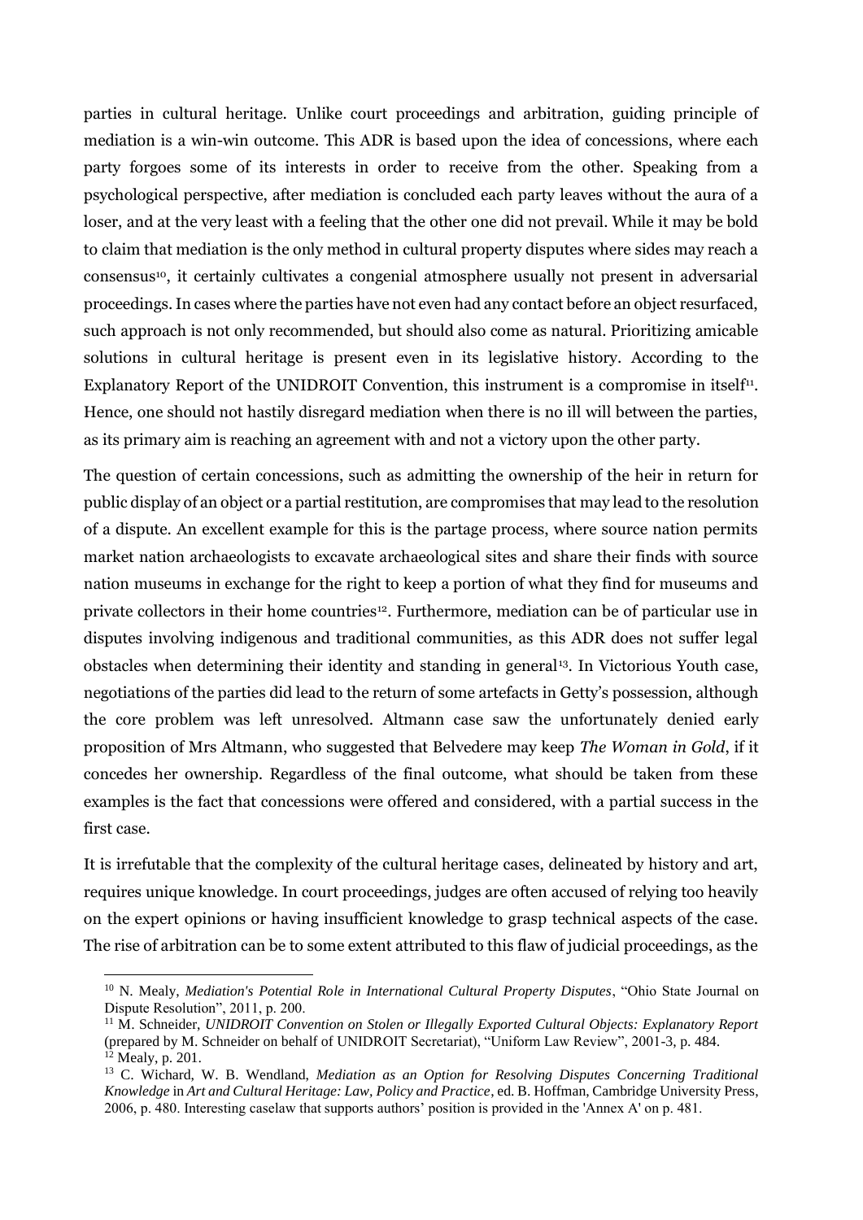parties in cultural heritage. Unlike court proceedings and arbitration, guiding principle of mediation is a win-win outcome. This ADR is based upon the idea of concessions, where each party forgoes some of its interests in order to receive from the other. Speaking from a psychological perspective, after mediation is concluded each party leaves without the aura of a loser, and at the very least with a feeling that the other one did not prevail. While it may be bold to claim that mediation is the only method in cultural property disputes where sides may reach a consensus[10], it certainly cultivates a congenial atmosphere usually not present in adversarial proceedings. In cases where the parties have not even had any contact before an object resurfaced, such approach is not only recommended, but should also come as natural. Prioritizing amicable solutions in cultural heritage is present even in its legislative history. According to the Explanatory Report of the UNIDROIT Convention, this instrument is a compromise in itself[11]. Hence, one should not hastily disregard mediation when there is no ill will between the parties, as its primary aim is reaching an agreement with and not a victory upon the other party.

The question of certain concessions, such as admitting the ownership of the heir in return for public display of an object or a partial restitution, are compromises that may lead to the resolution of a dispute. An excellent example for this is the partage process, where source nation permits market nation archaeologists to excavate archaeological sites and share their finds with source nation museums in exchange for the right to keep a portion of what they find for museums and private collectors in their home countries[12]. Furthermore, mediation can be of particular use in disputes involving indigenous and traditional communities, as this ADR does not suffer legal obstacles when determining their identity and standing in general[13]. In Victorious Youth case, negotiations of the parties did lead to the return of some artefacts in Getty's possession, although the core problem was left unresolved. Altmann case saw the unfortunately denied early proposition of Mrs Altmann, who suggested that Belvedere may keep *The Woman in Gold*, if it concedes her ownership. Regardless of the final outcome, what should be taken from these examples is the fact that concessions were offered and considered, with a partial success in the first case.

It is irrefutable that the complexity of the cultural heritage cases, delineated by history and art, requires unique knowledge. In court proceedings, judges are often accused of relying too heavily on the expert opinions or having insufficient knowledge to grasp technical aspects of the case. The rise of arbitration can be to some extent attributed to this flaw of judicial proceedings, as the

---

[10] N. Mealy, *Mediation's Potential Role in International Cultural Property Disputes*, "Ohio State Journal on Dispute Resolution", 2011, p. 200.

[11] M. Schneider, *UNIDROIT Convention on Stolen or Illegally Exported Cultural Objects: Explanatory Report* (prepared by M. Schneider on behalf of UNIDROIT Secretariat), "Uniform Law Review", 2001-3, p. 484.

[12] Mealy, p. 201.

[13] C. Wichard, W. B. Wendland, *Mediation as an Option for Resolving Disputes Concerning Traditional Knowledge* in *Art and Cultural Heritage: Law, Policy and Practice*, ed. B. Hoffman, Cambridge University Press, 2006, p. 480. Interesting caselaw that supports authors' position is provided in the 'Annex A' on p. 481.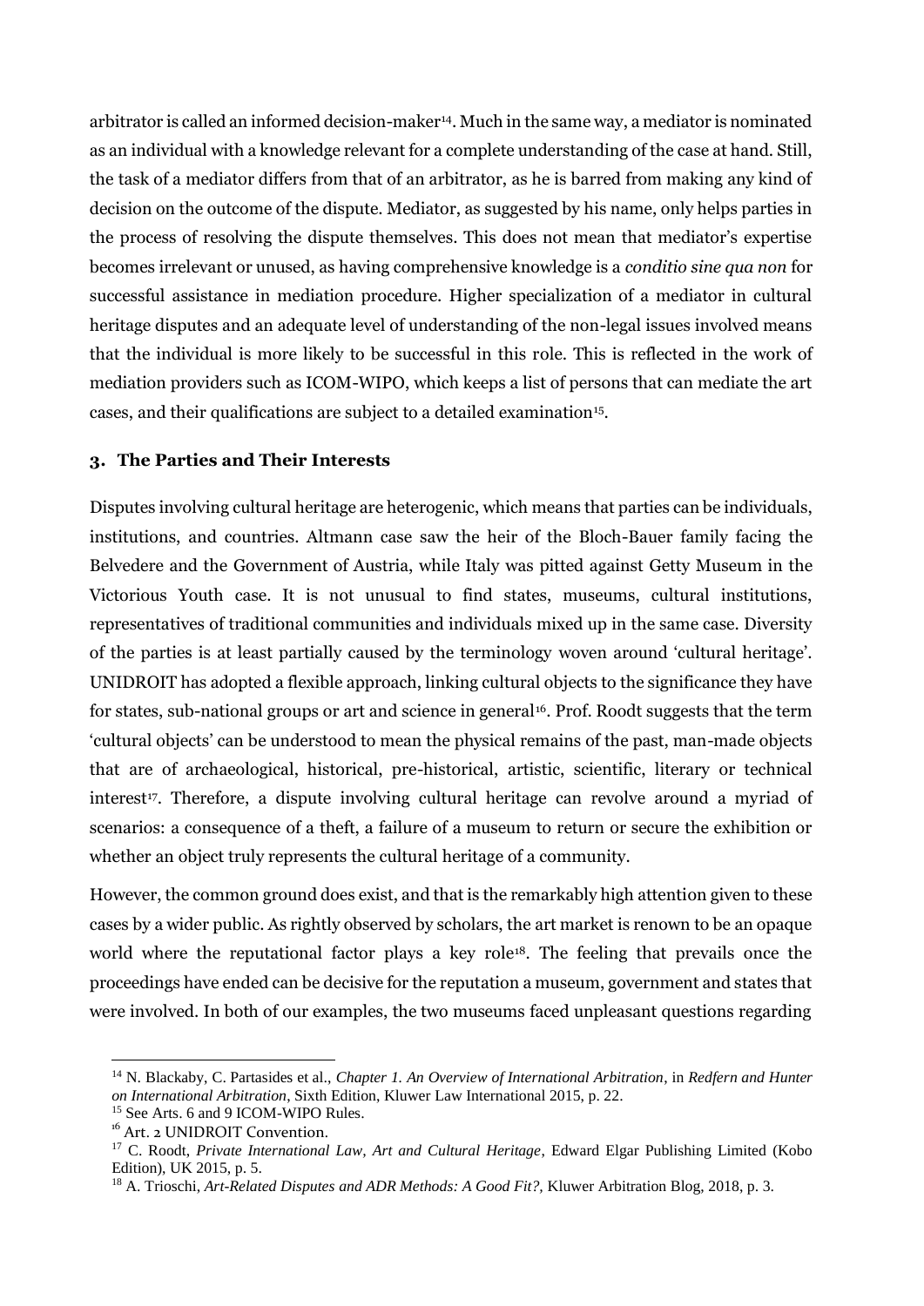arbitrator is called an informed decision-maker[14]. Much in the same way, a mediator is nominated as an individual with a knowledge relevant for a complete understanding of the case at hand. Still, the task of a mediator differs from that of an arbitrator, as he is barred from making any kind of decision on the outcome of the dispute. Mediator, as suggested by his name, only helps parties in the process of resolving the dispute themselves. This does not mean that mediator's expertise becomes irrelevant or unused, as having comprehensive knowledge is a *conditio sine qua non* for successful assistance in mediation procedure. Higher specialization of a mediator in cultural heritage disputes and an adequate level of understanding of the non-legal issues involved means that the individual is more likely to be successful in this role. This is reflected in the work of mediation providers such as ICOM-WIPO, which keeps a list of persons that can mediate the art cases, and their qualifications are subject to a detailed examination[15].

### 3. The Parties and Their Interests

Disputes involving cultural heritage are heterogenic, which means that parties can be individuals, institutions, and countries. Altmann case saw the heir of the Bloch-Bauer family facing the Belvedere and the Government of Austria, while Italy was pitted against Getty Museum in the Victorious Youth case. It is not unusual to find states, museums, cultural institutions, representatives of traditional communities and individuals mixed up in the same case. Diversity of the parties is at least partially caused by the terminology woven around 'cultural heritage'. UNIDROIT has adopted a flexible approach, linking cultural objects to the significance they have for states, sub-national groups or art and science in general[16]. Prof. Roodt suggests that the term 'cultural objects' can be understood to mean the physical remains of the past, man-made objects that are of archaeological, historical, pre-historical, artistic, scientific, literary or technical interest[17]. Therefore, a dispute involving cultural heritage can revolve around a myriad of scenarios: a consequence of a theft, a failure of a museum to return or secure the exhibition or whether an object truly represents the cultural heritage of a community.

However, the common ground does exist, and that is the remarkably high attention given to these cases by a wider public. As rightly observed by scholars, the art market is renown to be an opaque world where the reputational factor plays a key role[18]. The feeling that prevails once the proceedings have ended can be decisive for the reputation a museum, government and states that were involved. In both of our examples, the two museums faced unpleasant questions regarding

---

[14] N. Blackaby, C. Partasides et al., *Chapter 1. An Overview of International Arbitration*, in *Redfern and Hunter on International Arbitration*, Sixth Edition, Kluwer Law International 2015, p. 22.

[15] See Arts. 6 and 9 ICOM-WIPO Rules.

[16] Art. 2 UNIDROIT Convention.

[17] C. Roodt, *Private International Law, Art and Cultural Heritage*, Edward Elgar Publishing Limited (Kobo Edition), UK 2015, p. 5.

[18] A. Trioschi, *Art-Related Disputes and ADR Methods: A Good Fit?*, Kluwer Arbitration Blog, 2018, p. 3.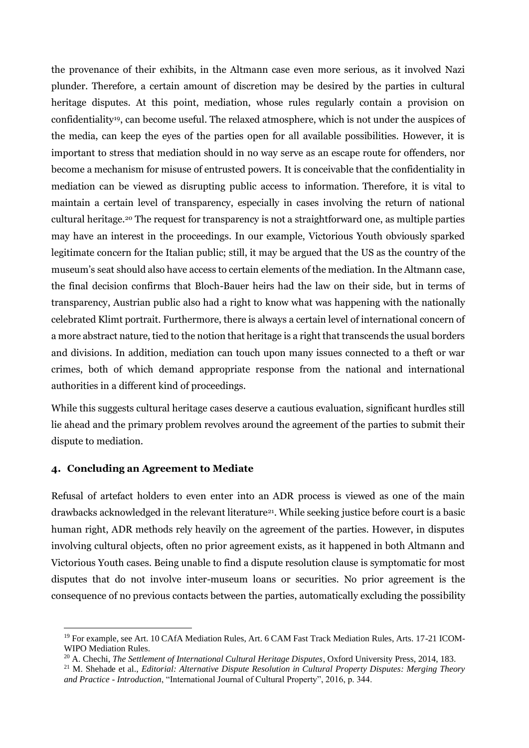the provenance of their exhibits, in the Altmann case even more serious, as it involved Nazi plunder. Therefore, a certain amount of discretion may be desired by the parties in cultural heritage disputes. At this point, mediation, whose rules regularly contain a provision on confidentiality[19], can become useful. The relaxed atmosphere, which is not under the auspices of the media, can keep the eyes of the parties open for all available possibilities. However, it is important to stress that mediation should in no way serve as an escape route for offenders, nor become a mechanism for misuse of entrusted powers. It is conceivable that the confidentiality in mediation can be viewed as disrupting public access to information. Therefore, it is vital to maintain a certain level of transparency, especially in cases involving the return of national cultural heritage.[20] The request for transparency is not a straightforward one, as multiple parties may have an interest in the proceedings. In our example, Victorious Youth obviously sparked legitimate concern for the Italian public; still, it may be argued that the US as the country of the museum's seat should also have access to certain elements of the mediation. In the Altmann case, the final decision confirms that Bloch-Bauer heirs had the law on their side, but in terms of transparency, Austrian public also had a right to know what was happening with the nationally celebrated Klimt portrait. Furthermore, there is always a certain level of international concern of a more abstract nature, tied to the notion that heritage is a right that transcends the usual borders and divisions. In addition, mediation can touch upon many issues connected to a theft or war crimes, both of which demand appropriate response from the national and international authorities in a different kind of proceedings.

While this suggests cultural heritage cases deserve a cautious evaluation, significant hurdles still lie ahead and the primary problem revolves around the agreement of the parties to submit their dispute to mediation.

## 4. Concluding an Agreement to Mediate

Refusal of artefact holders to even enter into an ADR process is viewed as one of the main drawbacks acknowledged in the relevant literature[21]. While seeking justice before court is a basic human right, ADR methods rely heavily on the agreement of the parties. However, in disputes involving cultural objects, often no prior agreement exists, as it happened in both Altmann and Victorious Youth cases. Being unable to find a dispute resolution clause is symptomatic for most disputes that do not involve inter-museum loans or securities. No prior agreement is the consequence of no previous contacts between the parties, automatically excluding the possibility

---

[19] For example, see Art. 10 CAfA Mediation Rules, Art. 6 CAM Fast Track Mediation Rules, Arts. 17-21 ICOM-WIPO Mediation Rules.

[20] A. Chechi, *The Settlement of International Cultural Heritage Disputes*, Oxford University Press, 2014, 183.

[21] M. Shehade et al., *Editorial: Alternative Dispute Resolution in Cultural Property Disputes: Merging Theory and Practice - Introduction*, "International Journal of Cultural Property", 2016, p. 344.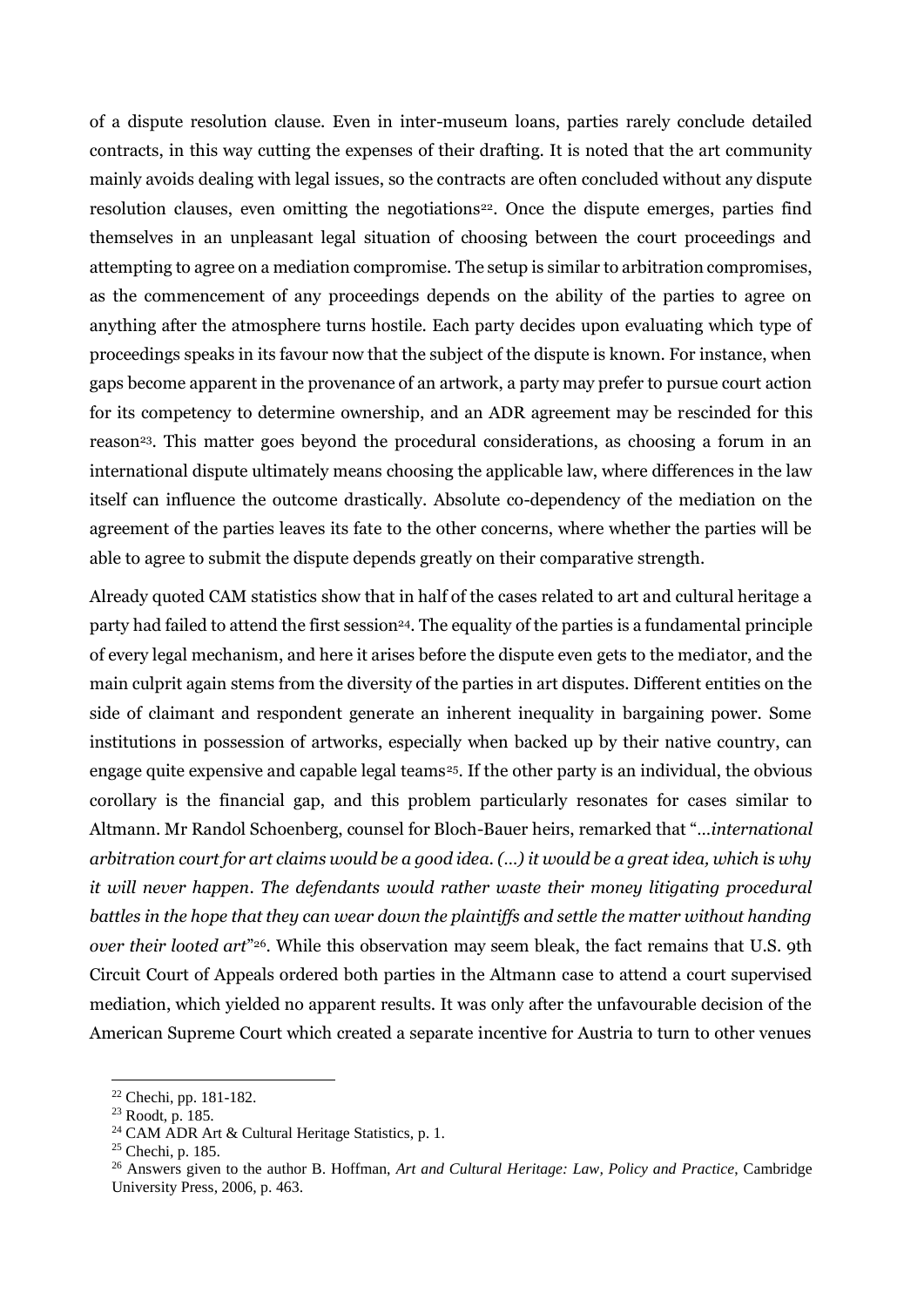of a dispute resolution clause. Even in inter-museum loans, parties rarely conclude detailed contracts, in this way cutting the expenses of their drafting. It is noted that the art community mainly avoids dealing with legal issues, so the contracts are often concluded without any dispute resolution clauses, even omitting the negotiations[22]. Once the dispute emerges, parties find themselves in an unpleasant legal situation of choosing between the court proceedings and attempting to agree on a mediation compromise. The setup is similar to arbitration compromises, as the commencement of any proceedings depends on the ability of the parties to agree on anything after the atmosphere turns hostile. Each party decides upon evaluating which type of proceedings speaks in its favour now that the subject of the dispute is known. For instance, when gaps become apparent in the provenance of an artwork, a party may prefer to pursue court action for its competency to determine ownership, and an ADR agreement may be rescinded for this reason[23]. This matter goes beyond the procedural considerations, as choosing a forum in an international dispute ultimately means choosing the applicable law, where differences in the law itself can influence the outcome drastically. Absolute co-dependency of the mediation on the agreement of the parties leaves its fate to the other concerns, where whether the parties will be able to agree to submit the dispute depends greatly on their comparative strength.

Already quoted CAM statistics show that in half of the cases related to art and cultural heritage a party had failed to attend the first session[24]. The equality of the parties is a fundamental principle of every legal mechanism, and here it arises before the dispute even gets to the mediator, and the main culprit again stems from the diversity of the parties in art disputes. Different entities on the side of claimant and respondent generate an inherent inequality in bargaining power. Some institutions in possession of artworks, especially when backed up by their native country, can engage quite expensive and capable legal teams[25]. If the other party is an individual, the obvious corollary is the financial gap, and this problem particularly resonates for cases similar to Altmann. Mr Randol Schoenberg, counsel for Bloch-Bauer heirs, remarked that "*...international arbitration court for art claims would be a good idea. (...) it would be a great idea, which is why it will never happen. The defendants would rather waste their money litigating procedural battles in the hope that they can wear down the plaintiffs and settle the matter without handing over their looted art*"[26]. While this observation may seem bleak, the fact remains that U.S. 9th Circuit Court of Appeals ordered both parties in the Altmann case to attend a court supervised mediation, which yielded no apparent results. It was only after the unfavourable decision of the American Supreme Court which created a separate incentive for Austria to turn to other venues

---

[22] Chechi, pp. 181-182.

[23] Roodt, p. 185.

[24] CAM ADR Art & Cultural Heritage Statistics, p. 1.

[25] Chechi, p. 185.

[26] Answers given to the author B. Hoffman, *Art and Cultural Heritage: Law, Policy and Practice*, Cambridge University Press, 2006, p. 463.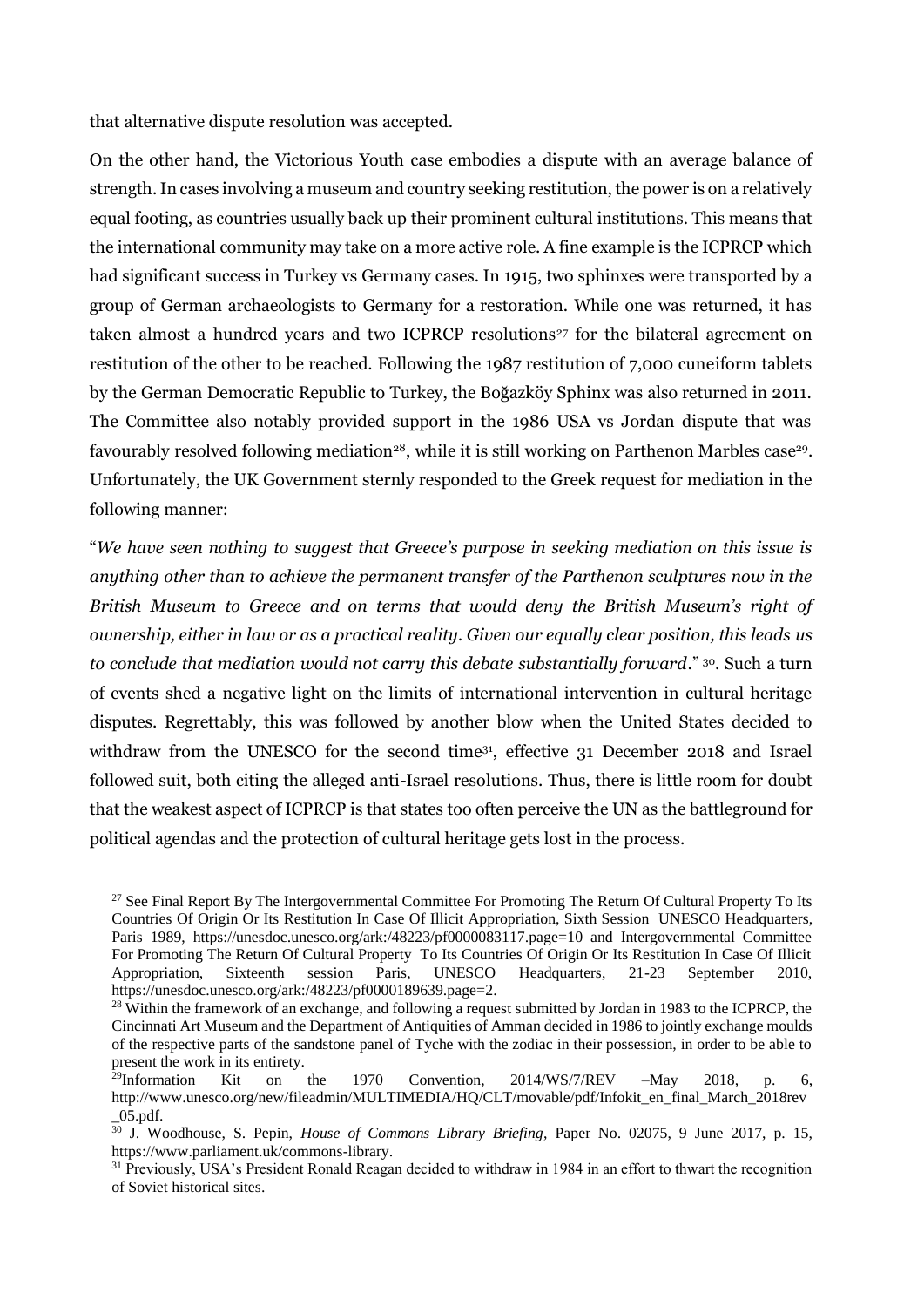that alternative dispute resolution was accepted.

On the other hand, the Victorious Youth case embodies a dispute with an average balance of strength. In cases involving a museum and country seeking restitution, the power is on a relatively equal footing, as countries usually back up their prominent cultural institutions. This means that the international community may take on a more active role. A fine example is the ICPRCP which had significant success in Turkey vs Germany cases. In 1915, two sphinxes were transported by a group of German archaeologists to Germany for a restoration. While one was returned, it has taken almost a hundred years and two ICPRCP resolutions[27] for the bilateral agreement on restitution of the other to be reached. Following the 1987 restitution of 7,000 cuneiform tablets by the German Democratic Republic to Turkey, the Boğazköy Sphinx was also returned in 2011. The Committee also notably provided support in the 1986 USA vs Jordan dispute that was favourably resolved following mediation[28], while it is still working on Parthenon Marbles case[29]. Unfortunately, the UK Government sternly responded to the Greek request for mediation in the following manner:

"*We have seen nothing to suggest that Greece's purpose in seeking mediation on this issue is anything other than to achieve the permanent transfer of the Parthenon sculptures now in the British Museum to Greece and on terms that would deny the British Museum's right of ownership, either in law or as a practical reality. Given our equally clear position, this leads us to conclude that mediation would not carry this debate substantially forward*." [30]. Such a turn of events shed a negative light on the limits of international intervention in cultural heritage disputes. Regrettably, this was followed by another blow when the United States decided to withdraw from the UNESCO for the second time[31], effective 31 December 2018 and Israel followed suit, both citing the alleged anti-Israel resolutions. Thus, there is little room for doubt that the weakest aspect of ICPRCP is that states too often perceive the UN as the battleground for political agendas and the protection of cultural heritage gets lost in the process.

---

[27] See Final Report By The Intergovernmental Committee For Promoting The Return Of Cultural Property To Its Countries Of Origin Or Its Restitution In Case Of Illicit Appropriation, Sixth Session UNESCO Headquarters, Paris 1989, https://unesdoc.unesco.org/ark:/48223/pf0000083117.page=10 and Intergovernmental Committee For Promoting The Return Of Cultural Property To Its Countries Of Origin Or Its Restitution In Case Of Illicit Appropriation, Sixteenth session Paris, UNESCO Headquarters, 21-23 September 2010, https://unesdoc.unesco.org/ark:/48223/pf0000189639.page=2.

[28] Within the framework of an exchange, and following a request submitted by Jordan in 1983 to the ICPRCP, the Cincinnati Art Museum and the Department of Antiquities of Amman decided in 1986 to jointly exchange moulds of the respective parts of the sandstone panel of Tyche with the zodiac in their possession, in order to be able to present the work in its entirety.

[29] Information Kit on the 1970 Convention, 2014/WS/7/REV –May 2018, p. 6, http://www.unesco.org/new/fileadmin/MULTIMEDIA/HQ/CLT/movable/pdf/Infokit_en_final_March_2018rev_05.pdf.

[30] J. Woodhouse, S. Pepin, *House of Commons Library Briefing*, Paper No. 02075, 9 June 2017, p. 15, https://www.parliament.uk/commons-library.

[31] Previously, USA's President Ronald Reagan decided to withdraw in 1984 in an effort to thwart the recognition of Soviet historical sites.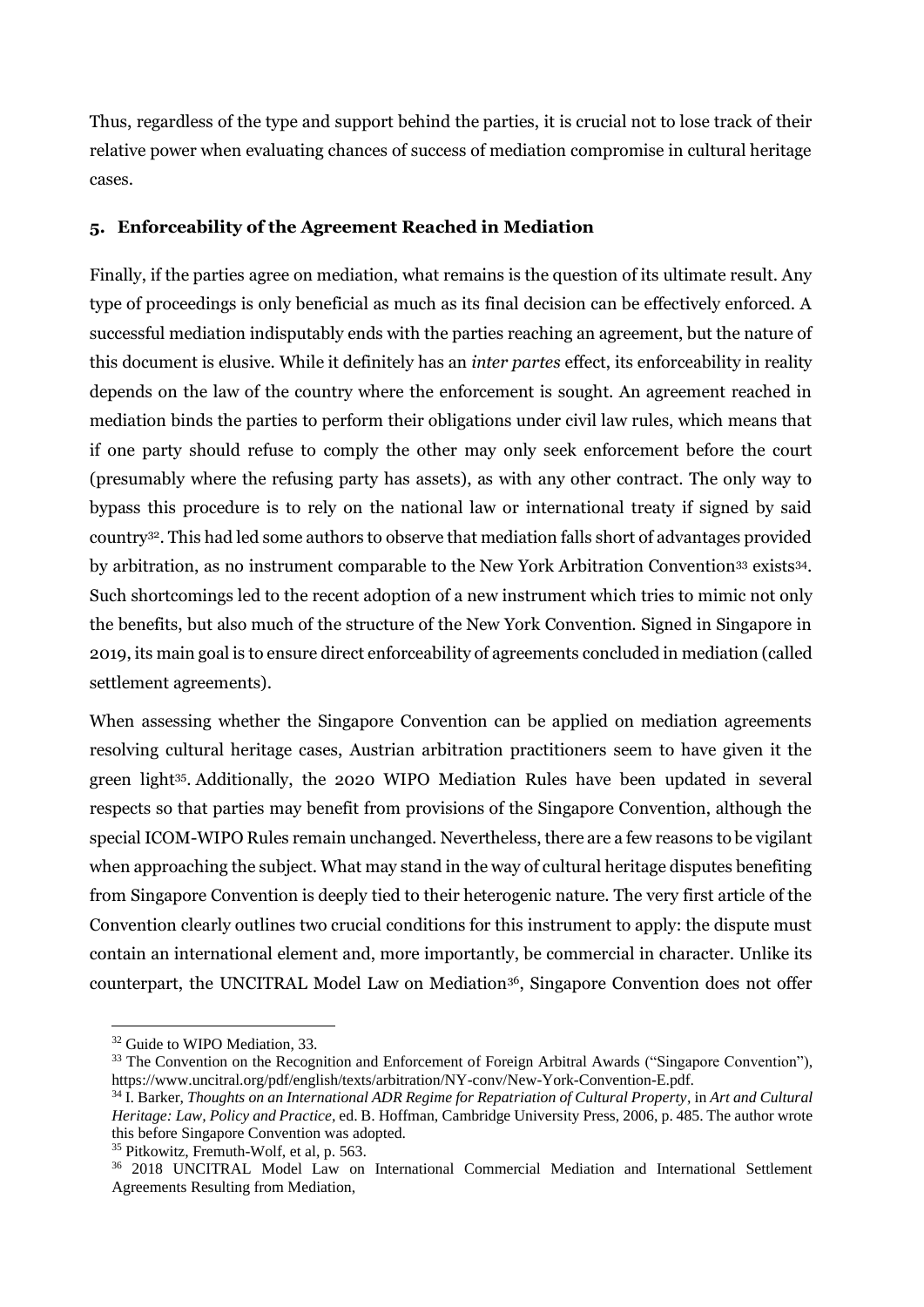Thus, regardless of the type and support behind the parties, it is crucial not to lose track of their relative power when evaluating chances of success of mediation compromise in cultural heritage cases.

## 5. Enforceability of the Agreement Reached in Mediation

Finally, if the parties agree on mediation, what remains is the question of its ultimate result. Any type of proceedings is only beneficial as much as its final decision can be effectively enforced. A successful mediation indisputably ends with the parties reaching an agreement, but the nature of this document is elusive. While it definitely has an *inter partes* effect, its enforceability in reality depends on the law of the country where the enforcement is sought. An agreement reached in mediation binds the parties to perform their obligations under civil law rules, which means that if one party should refuse to comply the other may only seek enforcement before the court (presumably where the refusing party has assets), as with any other contract. The only way to bypass this procedure is to rely on the national law or international treaty if signed by said country[32]. This had led some authors to observe that mediation falls short of advantages provided by arbitration, as no instrument comparable to the New York Arbitration Convention[33] exists[34]. Such shortcomings led to the recent adoption of a new instrument which tries to mimic not only the benefits, but also much of the structure of the New York Convention. Signed in Singapore in 2019, its main goal is to ensure direct enforceability of agreements concluded in mediation (called settlement agreements).

When assessing whether the Singapore Convention can be applied on mediation agreements resolving cultural heritage cases, Austrian arbitration practitioners seem to have given it the green light[35]. Additionally, the 2020 WIPO Mediation Rules have been updated in several respects so that parties may benefit from provisions of the Singapore Convention, although the special ICOM-WIPO Rules remain unchanged. Nevertheless, there are a few reasons to be vigilant when approaching the subject. What may stand in the way of cultural heritage disputes benefiting from Singapore Convention is deeply tied to their heterogenic nature. The very first article of the Convention clearly outlines two crucial conditions for this instrument to apply: the dispute must contain an international element and, more importantly, be commercial in character. Unlike its counterpart, the UNCITRAL Model Law on Mediation[36], Singapore Convention does not offer

---

[32] Guide to WIPO Mediation, 33.

[33] The Convention on the Recognition and Enforcement of Foreign Arbitral Awards ("Singapore Convention"), https://www.uncitral.org/pdf/english/texts/arbitration/NY-conv/New-York-Convention-E.pdf.

[34] I. Barker, *Thoughts on an International ADR Regime for Repatriation of Cultural Property*, in *Art and Cultural Heritage: Law, Policy and Practice*, ed. B. Hoffman, Cambridge University Press, 2006, p. 485. The author wrote this before Singapore Convention was adopted.

[35] Pitkowitz, Fremuth-Wolf, et al, p. 563.

[36] 2018 UNCITRAL Model Law on International Commercial Mediation and International Settlement Agreements Resulting from Mediation,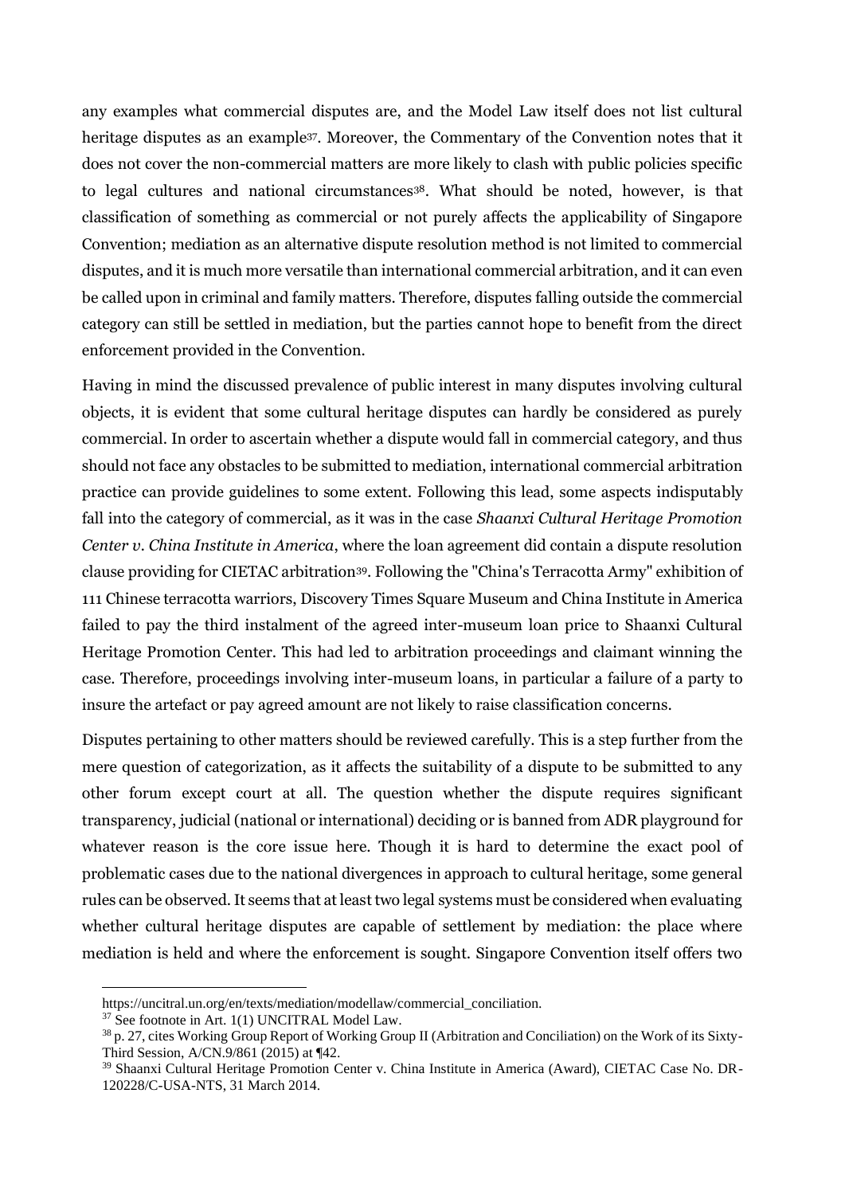any examples what commercial disputes are, and the Model Law itself does not list cultural heritage disputes as an example[37]. Moreover, the Commentary of the Convention notes that it does not cover the non-commercial matters are more likely to clash with public policies specific to legal cultures and national circumstances[38]. What should be noted, however, is that classification of something as commercial or not purely affects the applicability of Singapore Convention; mediation as an alternative dispute resolution method is not limited to commercial disputes, and it is much more versatile than international commercial arbitration, and it can even be called upon in criminal and family matters. Therefore, disputes falling outside the commercial category can still be settled in mediation, but the parties cannot hope to benefit from the direct enforcement provided in the Convention.

Having in mind the discussed prevalence of public interest in many disputes involving cultural objects, it is evident that some cultural heritage disputes can hardly be considered as purely commercial. In order to ascertain whether a dispute would fall in commercial category, and thus should not face any obstacles to be submitted to mediation, international commercial arbitration practice can provide guidelines to some extent. Following this lead, some aspects indisputably fall into the category of commercial, as it was in the case *Shaanxi Cultural Heritage Promotion Center v. China Institute in America*, where the loan agreement did contain a dispute resolution clause providing for CIETAC arbitration[39]. Following the "China's Terracotta Army" exhibition of 111 Chinese terracotta warriors, Discovery Times Square Museum and China Institute in America failed to pay the third instalment of the agreed inter-museum loan price to Shaanxi Cultural Heritage Promotion Center. This had led to arbitration proceedings and claimant winning the case. Therefore, proceedings involving inter-museum loans, in particular a failure of a party to insure the artefact or pay agreed amount are not likely to raise classification concerns.

Disputes pertaining to other matters should be reviewed carefully. This is a step further from the mere question of categorization, as it affects the suitability of a dispute to be submitted to any other forum except court at all. The question whether the dispute requires significant transparency, judicial (national or international) deciding or is banned from ADR playground for whatever reason is the core issue here. Though it is hard to determine the exact pool of problematic cases due to the national divergences in approach to cultural heritage, some general rules can be observed. It seems that at least two legal systems must be considered when evaluating whether cultural heritage disputes are capable of settlement by mediation: the place where mediation is held and where the enforcement is sought. Singapore Convention itself offers two

---

https://uncitral.un.org/en/texts/mediation/modellaw/commercial_conciliation.

[37] See footnote in Art. 1(1) UNCITRAL Model Law.

[38] p. 27, cites Working Group Report of Working Group II (Arbitration and Conciliation) on the Work of its Sixty-Third Session, A/CN.9/861 (2015) at ¶42.

[39] Shaanxi Cultural Heritage Promotion Center v. China Institute in America (Award), CIETAC Case No. DR-120228/C-USA-NTS, 31 March 2014.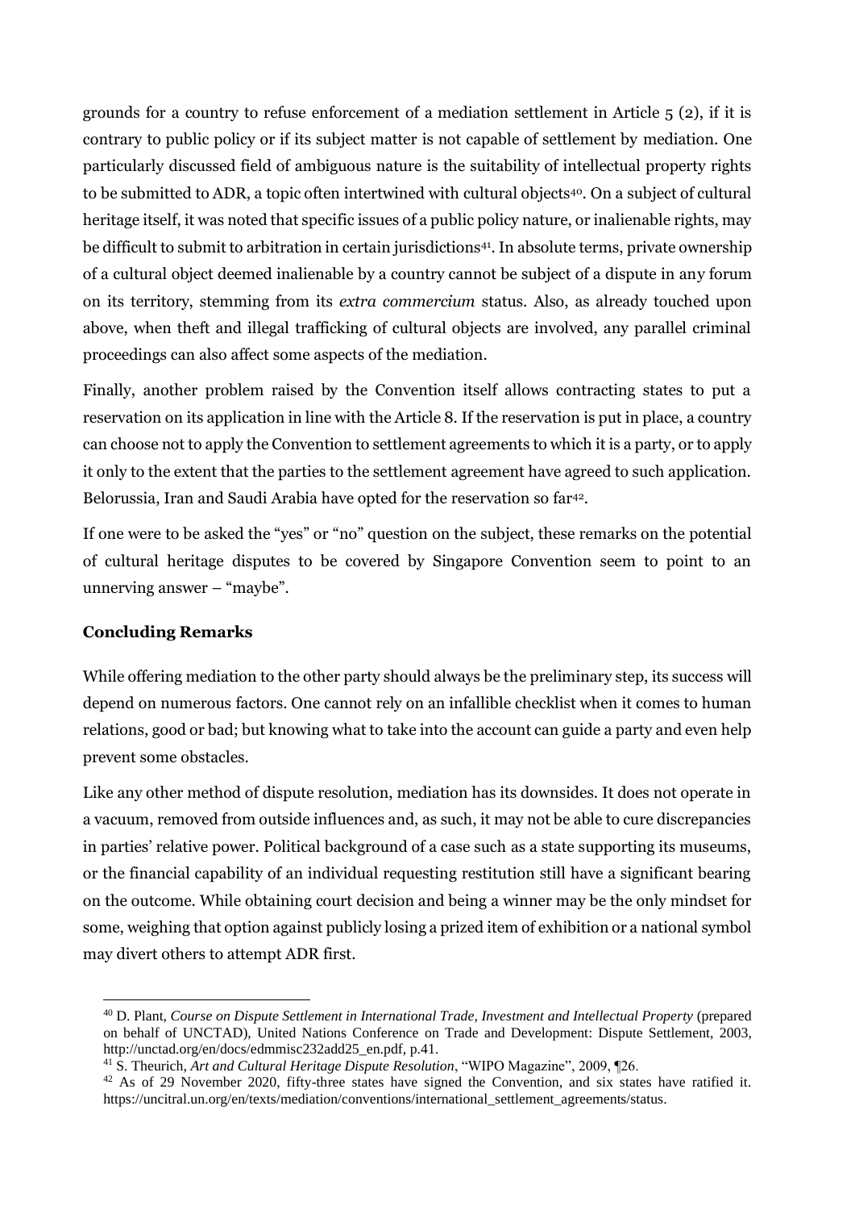grounds for a country to refuse enforcement of a mediation settlement in Article 5 (2), if it is contrary to public policy or if its subject matter is not capable of settlement by mediation. One particularly discussed field of ambiguous nature is the suitability of intellectual property rights to be submitted to ADR, a topic often intertwined with cultural objects[40]. On a subject of cultural heritage itself, it was noted that specific issues of a public policy nature, or inalienable rights, may be difficult to submit to arbitration in certain jurisdictions[41]. In absolute terms, private ownership of a cultural object deemed inalienable by a country cannot be subject of a dispute in any forum on its territory, stemming from its *extra commercium* status. Also, as already touched upon above, when theft and illegal trafficking of cultural objects are involved, any parallel criminal proceedings can also affect some aspects of the mediation.

Finally, another problem raised by the Convention itself allows contracting states to put a reservation on its application in line with the Article 8. If the reservation is put in place, a country can choose not to apply the Convention to settlement agreements to which it is a party, or to apply it only to the extent that the parties to the settlement agreement have agreed to such application. Belorussia, Iran and Saudi Arabia have opted for the reservation so far[42].

If one were to be asked the "yes" or "no" question on the subject, these remarks on the potential of cultural heritage disputes to be covered by Singapore Convention seem to point to an unnerving answer – "maybe".

**Concluding Remarks**

While offering mediation to the other party should always be the preliminary step, its success will depend on numerous factors. One cannot rely on an infallible checklist when it comes to human relations, good or bad; but knowing what to take into the account can guide a party and even help prevent some obstacles.

Like any other method of dispute resolution, mediation has its downsides. It does not operate in a vacuum, removed from outside influences and, as such, it may not be able to cure discrepancies in parties' relative power. Political background of a case such as a state supporting its museums, or the financial capability of an individual requesting restitution still have a significant bearing on the outcome. While obtaining court decision and being a winner may be the only mindset for some, weighing that option against publicly losing a prized item of exhibition or a national symbol may divert others to attempt ADR first.

---

[40] D. Plant, *Course on Dispute Settlement in International Trade, Investment and Intellectual Property* (prepared on behalf of UNCTAD), United Nations Conference on Trade and Development: Dispute Settlement, 2003, http://unctad.org/en/docs/edmmisc232add25_en.pdf, p.41.

[41] S. Theurich, *Art and Cultural Heritage Dispute Resolution*, "WIPO Magazine", 2009, ¶26.

[42] As of 29 November 2020, fifty-three states have signed the Convention, and six states have ratified it. https://uncitral.un.org/en/texts/mediation/conventions/international_settlement_agreements/status.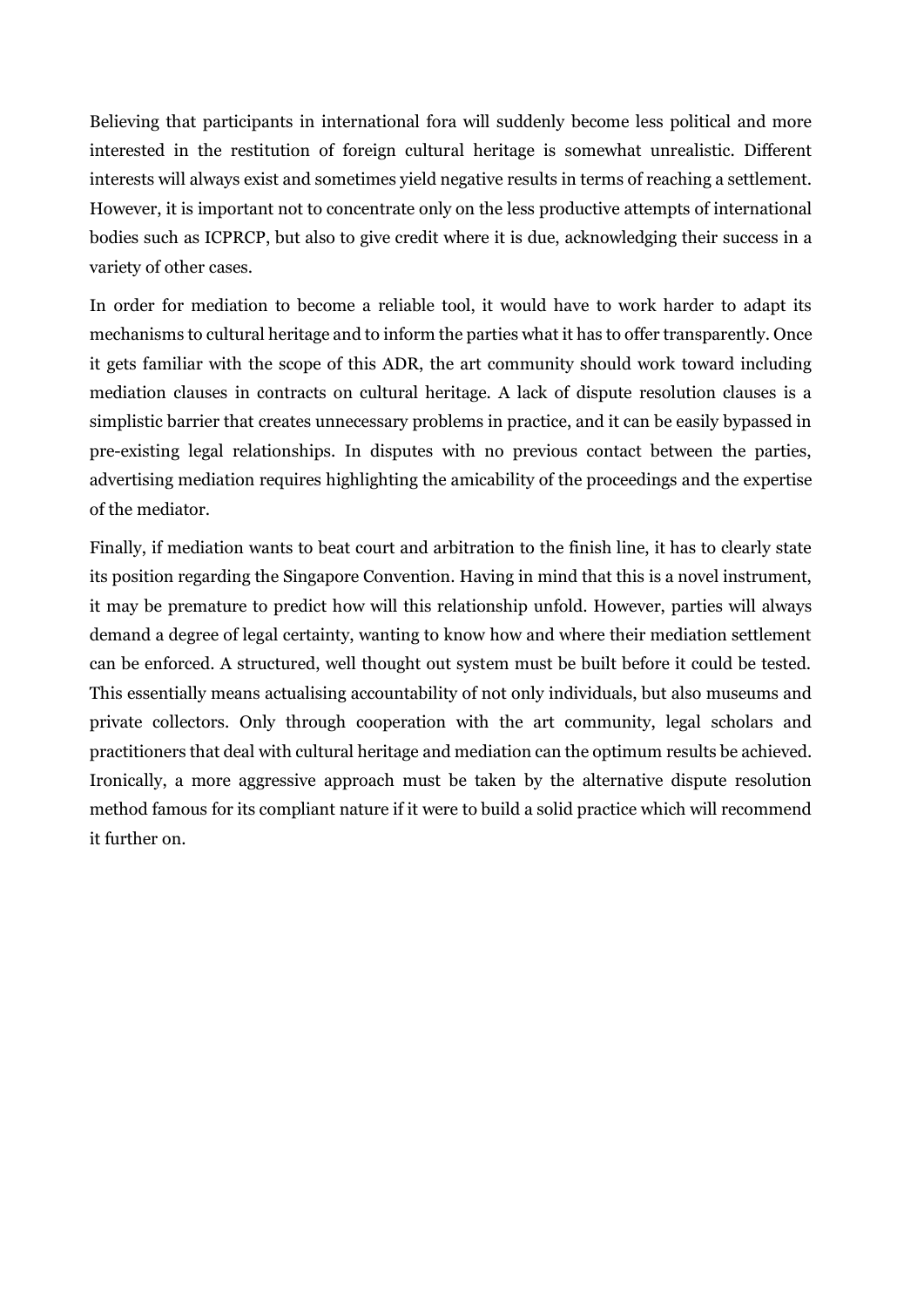Believing that participants in international fora will suddenly become less political and more interested in the restitution of foreign cultural heritage is somewhat unrealistic. Different interests will always exist and sometimes yield negative results in terms of reaching a settlement. However, it is important not to concentrate only on the less productive attempts of international bodies such as ICPRCP, but also to give credit where it is due, acknowledging their success in a variety of other cases.

In order for mediation to become a reliable tool, it would have to work harder to adapt its mechanisms to cultural heritage and to inform the parties what it has to offer transparently. Once it gets familiar with the scope of this ADR, the art community should work toward including mediation clauses in contracts on cultural heritage. A lack of dispute resolution clauses is a simplistic barrier that creates unnecessary problems in practice, and it can be easily bypassed in pre-existing legal relationships. In disputes with no previous contact between the parties, advertising mediation requires highlighting the amicability of the proceedings and the expertise of the mediator.

Finally, if mediation wants to beat court and arbitration to the finish line, it has to clearly state its position regarding the Singapore Convention. Having in mind that this is a novel instrument, it may be premature to predict how will this relationship unfold. However, parties will always demand a degree of legal certainty, wanting to know how and where their mediation settlement can be enforced. A structured, well thought out system must be built before it could be tested. This essentially means actualising accountability of not only individuals, but also museums and private collectors. Only through cooperation with the art community, legal scholars and practitioners that deal with cultural heritage and mediation can the optimum results be achieved. Ironically, a more aggressive approach must be taken by the alternative dispute resolution method famous for its compliant nature if it were to build a solid practice which will recommend it further on.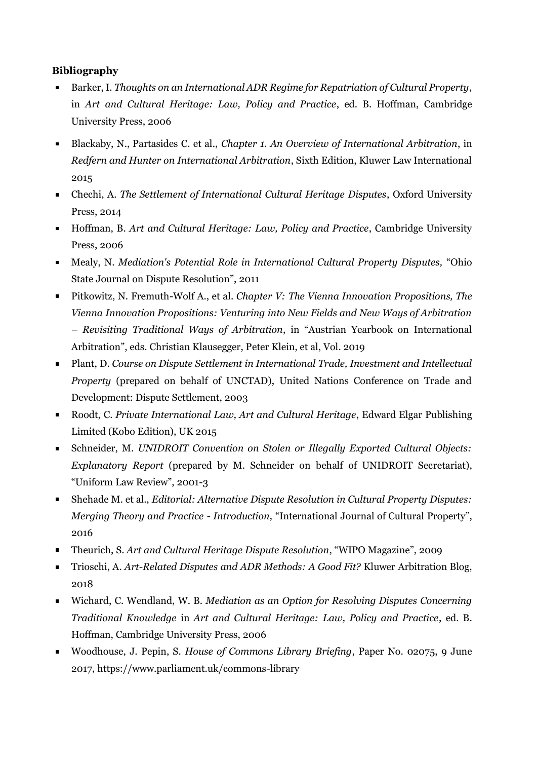**Bibliography**

- Barker, I. *Thoughts on an International ADR Regime for Repatriation of Cultural Property*, in *Art and Cultural Heritage: Law, Policy and Practice*, ed. B. Hoffman, Cambridge University Press, 2006
- Blackaby, N., Partasides C. et al., *Chapter 1. An Overview of International Arbitration*, in *Redfern and Hunter on International Arbitration*, Sixth Edition, Kluwer Law International 2015
- Chechi, A. *The Settlement of International Cultural Heritage Disputes*, Oxford University Press, 2014
- Hoffman, B. *Art and Cultural Heritage: Law, Policy and Practice*, Cambridge University Press, 2006
- Mealy, N. *Mediation's Potential Role in International Cultural Property Disputes,* "Ohio State Journal on Dispute Resolution", 2011
- Pitkowitz, N. Fremuth-Wolf A., et al. *Chapter V: The Vienna Innovation Propositions, The Vienna Innovation Propositions: Venturing into New Fields and New Ways of Arbitration – Revisiting Traditional Ways of Arbitration*, in "Austrian Yearbook on International Arbitration", eds. Christian Klausegger, Peter Klein, et al, Vol. 2019
- Plant, D. *Course on Dispute Settlement in International Trade, Investment and Intellectual Property* (prepared on behalf of UNCTAD), United Nations Conference on Trade and Development: Dispute Settlement, 2003
- Roodt, C. *Private International Law, Art and Cultural Heritage*, Edward Elgar Publishing Limited (Kobo Edition), UK 2015
- Schneider, M. *UNIDROIT Convention on Stolen or Illegally Exported Cultural Objects: Explanatory Report* (prepared by M. Schneider on behalf of UNIDROIT Secretariat), "Uniform Law Review", 2001-3
- Shehade M. et al., *Editorial: Alternative Dispute Resolution in Cultural Property Disputes: Merging Theory and Practice - Introduction,* "International Journal of Cultural Property", 2016
- Theurich, S. *Art and Cultural Heritage Dispute Resolution*, "WIPO Magazine", 2009
- Trioschi, A. *Art-Related Disputes and ADR Methods: A Good Fit?* Kluwer Arbitration Blog, 2018
- Wichard, C. Wendland, W. B. *Mediation as an Option for Resolving Disputes Concerning Traditional Knowledge* in *Art and Cultural Heritage: Law, Policy and Practice*, ed. B. Hoffman, Cambridge University Press, 2006
- Woodhouse, J. Pepin, S. *House of Commons Library Briefing*, Paper No. 02075, 9 June 2017, https://www.parliament.uk/commons-library